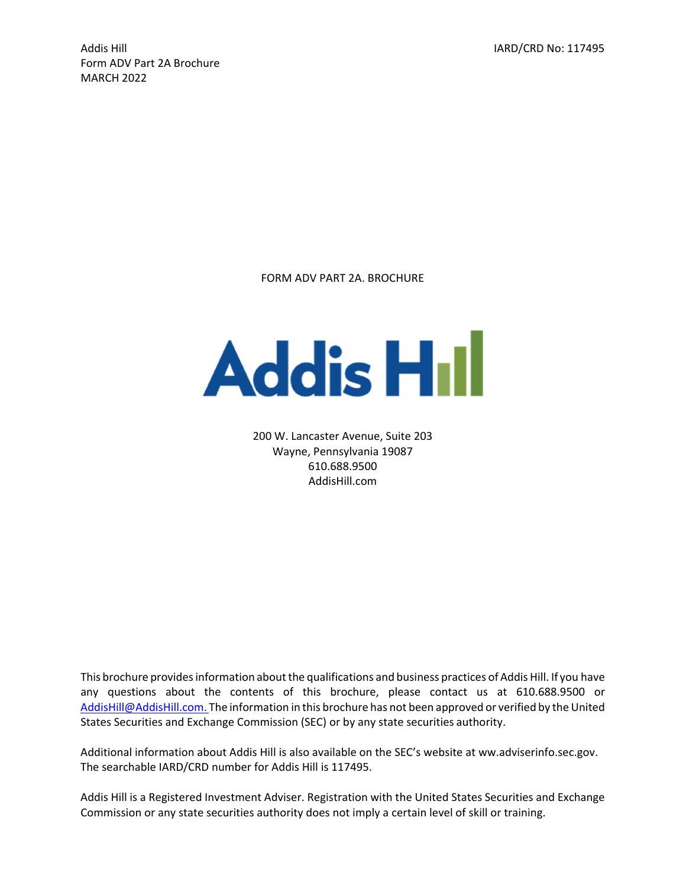Addis Hill
Form ADV Part 2A Brochure
MARCH 2022

IARD/CRD No: 117495

# FORM ADV PART 2A. BROCHURE

**Addis Hill**

200 W. Lancaster Avenue, Suite 203
Wayne, Pennsylvania 19087
610.688.9500
AddisHill.com

This brochure provides information about the qualifications and business practices of Addis Hill. If you have any questions about the contents of this brochure, please contact us at 610.688.9500 or AddisHill@AddisHill.com. The information in this brochure has not been approved or verified by the United States Securities and Exchange Commission (SEC) or by any state securities authority.

Additional information about Addis Hill is also available on the SEC's website at ww.adviserinfo.sec.gov. The searchable IARD/CRD number for Addis Hill is 117495.

Addis Hill is a Registered Investment Adviser. Registration with the United States Securities and Exchange Commission or any state securities authority does not imply a certain level of skill or training.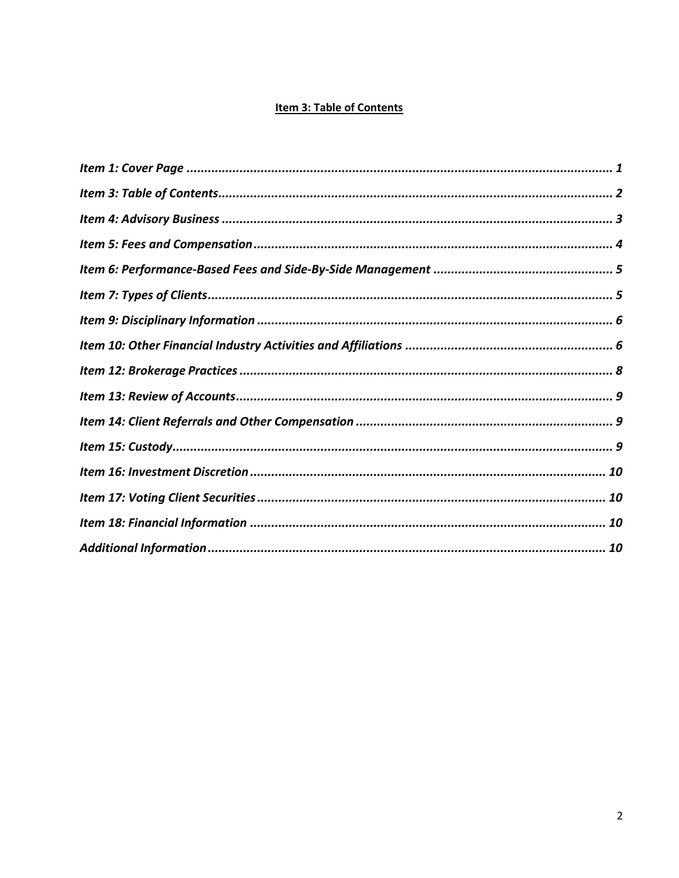## Item 3: Table of Contents

*Item 1: Cover Page ........................................................................................................................ 1*

*Item 3: Table of Contents................................................................................................................ 2*

*Item 4: Advisory Business ............................................................................................................... 3*

*Item 5: Fees and Compensation...................................................................................................... 4*

*Item 6: Performance-Based Fees and Side-By-Side Management .................................................. 5*

*Item 7: Types of Clients.................................................................................................................. 5*

*Item 9: Disciplinary Information .................................................................................................... 6*

*Item 10: Other Financial Industry Activities and Affiliations ........................................................... 6*

*Item 12: Brokerage Practices ......................................................................................................... 8*

*Item 13: Review of Accounts........................................................................................................... 9*

*Item 14: Client Referrals and Other Compensation ......................................................................... 9*

*Item 15: Custody............................................................................................................................ 9*

*Item 16: Investment Discretion ..................................................................................................... 10*

*Item 17: Voting Client Securities ................................................................................................... 10*

*Item 18: Financial Information ..................................................................................................... 10*

*Additional Information ................................................................................................................. 10*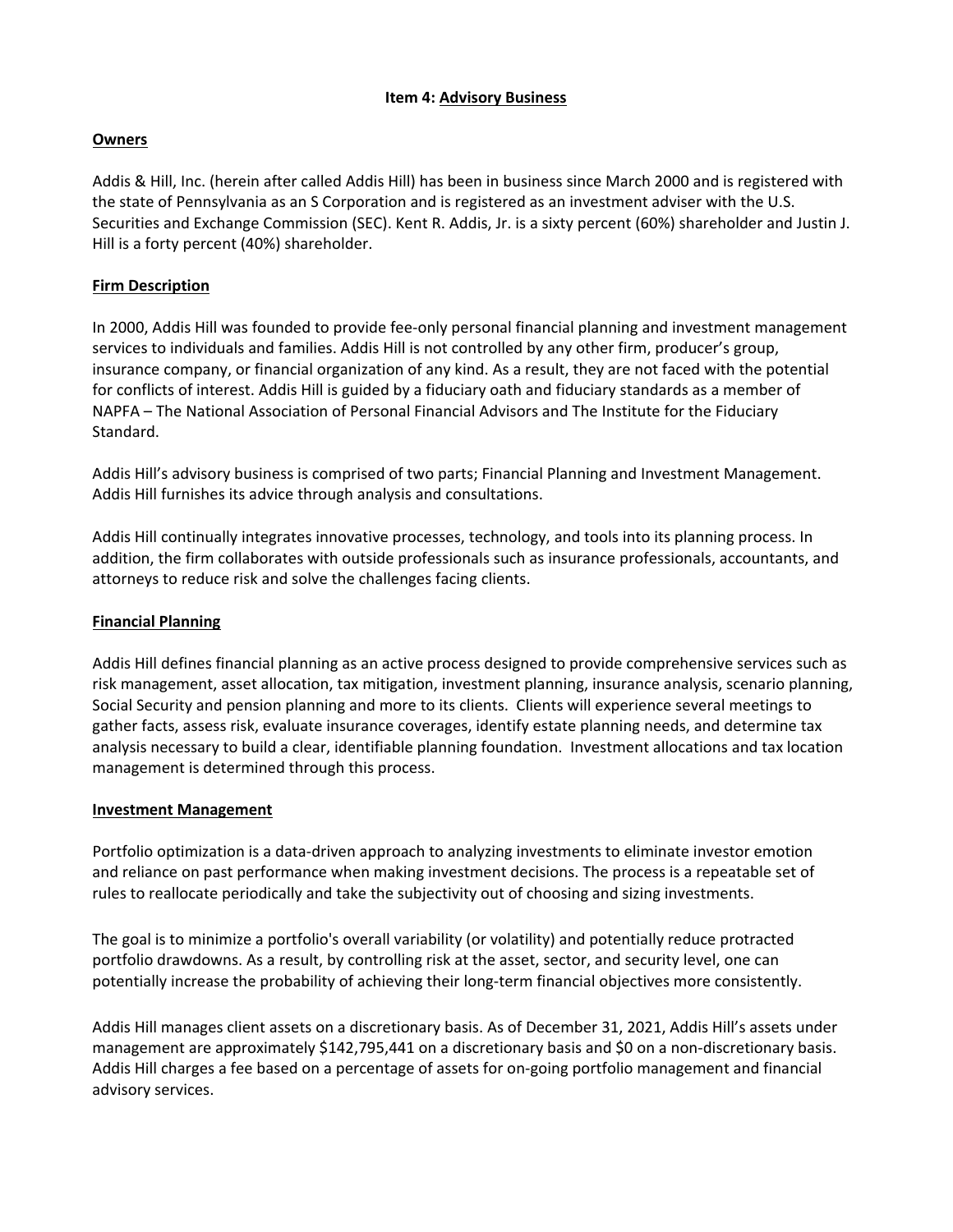## Item 4: Advisory Business

### Owners

Addis & Hill, Inc. (herein after called Addis Hill) has been in business since March 2000 and is registered with the state of Pennsylvania as an S Corporation and is registered as an investment adviser with the U.S. Securities and Exchange Commission (SEC). Kent R. Addis, Jr. is a sixty percent (60%) shareholder and Justin J. Hill is a forty percent (40%) shareholder.

### Firm Description

In 2000, Addis Hill was founded to provide fee-only personal financial planning and investment management services to individuals and families. Addis Hill is not controlled by any other firm, producer's group, insurance company, or financial organization of any kind. As a result, they are not faced with the potential for conflicts of interest. Addis Hill is guided by a fiduciary oath and fiduciary standards as a member of NAPFA – The National Association of Personal Financial Advisors and The Institute for the Fiduciary Standard.

Addis Hill's advisory business is comprised of two parts; Financial Planning and Investment Management. Addis Hill furnishes its advice through analysis and consultations.

Addis Hill continually integrates innovative processes, technology, and tools into its planning process. In addition, the firm collaborates with outside professionals such as insurance professionals, accountants, and attorneys to reduce risk and solve the challenges facing clients.

### Financial Planning

Addis Hill defines financial planning as an active process designed to provide comprehensive services such as risk management, asset allocation, tax mitigation, investment planning, insurance analysis, scenario planning, Social Security and pension planning and more to its clients. Clients will experience several meetings to gather facts, assess risk, evaluate insurance coverages, identify estate planning needs, and determine tax analysis necessary to build a clear, identifiable planning foundation. Investment allocations and tax location management is determined through this process.

### Investment Management

Portfolio optimization is a data-driven approach to analyzing investments to eliminate investor emotion and reliance on past performance when making investment decisions. The process is a repeatable set of rules to reallocate periodically and take the subjectivity out of choosing and sizing investments.

The goal is to minimize a portfolio's overall variability (or volatility) and potentially reduce protracted portfolio drawdowns. As a result, by controlling risk at the asset, sector, and security level, one can potentially increase the probability of achieving their long-term financial objectives more consistently.

Addis Hill manages client assets on a discretionary basis. As of December 31, 2021, Addis Hill's assets under management are approximately $142,795,441 on a discretionary basis and $0 on a non-discretionary basis. Addis Hill charges a fee based on a percentage of assets for on-going portfolio management and financial advisory services.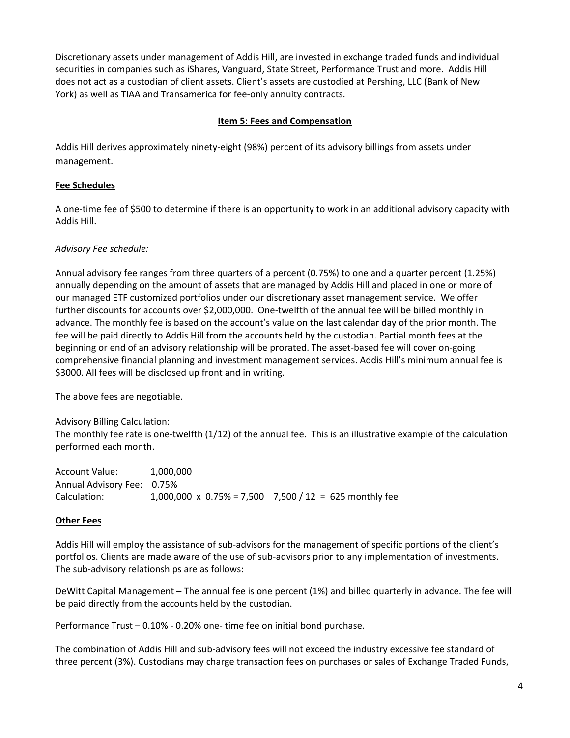Discretionary assets under management of Addis Hill, are invested in exchange traded funds and individual securities in companies such as iShares, Vanguard, State Street, Performance Trust and more. Addis Hill does not act as a custodian of client assets. Client's assets are custodied at Pershing, LLC (Bank of New York) as well as TIAA and Transamerica for fee-only annuity contracts.

## Item 5: Fees and Compensation

Addis Hill derives approximately ninety-eight (98%) percent of its advisory billings from assets under management.

### Fee Schedules

A one-time fee of $500 to determine if there is an opportunity to work in an additional advisory capacity with Addis Hill.

*Advisory Fee schedule:*

Annual advisory fee ranges from three quarters of a percent (0.75%) to one and a quarter percent (1.25%) annually depending on the amount of assets that are managed by Addis Hill and placed in one or more of our managed ETF customized portfolios under our discretionary asset management service. We offer further discounts for accounts over $2,000,000. One-twelfth of the annual fee will be billed monthly in advance. The monthly fee is based on the account's value on the last calendar day of the prior month. The fee will be paid directly to Addis Hill from the accounts held by the custodian. Partial month fees at the beginning or end of an advisory relationship will be prorated. The asset-based fee will cover on-going comprehensive financial planning and investment management services. Addis Hill's minimum annual fee is $3000. All fees will be disclosed up front and in writing.

The above fees are negotiable.

Advisory Billing Calculation:
The monthly fee rate is one-twelfth (1/12) of the annual fee. This is an illustrative example of the calculation performed each month.

| | |
|---|---|
| Account Value: | 1,000,000 |
| Annual Advisory Fee: | 0.75% |
| Calculation: | 1,000,000 x 0.75% = 7,500 7,500 / 12 = 625 monthly fee |

### Other Fees

Addis Hill will employ the assistance of sub-advisors for the management of specific portions of the client's portfolios. Clients are made aware of the use of sub-advisors prior to any implementation of investments. The sub-advisory relationships are as follows:

DeWitt Capital Management – The annual fee is one percent (1%) and billed quarterly in advance. The fee will be paid directly from the accounts held by the custodian.

Performance Trust – 0.10% - 0.20% one- time fee on initial bond purchase.

The combination of Addis Hill and sub-advisory fees will not exceed the industry excessive fee standard of three percent (3%). Custodians may charge transaction fees on purchases or sales of Exchange Traded Funds,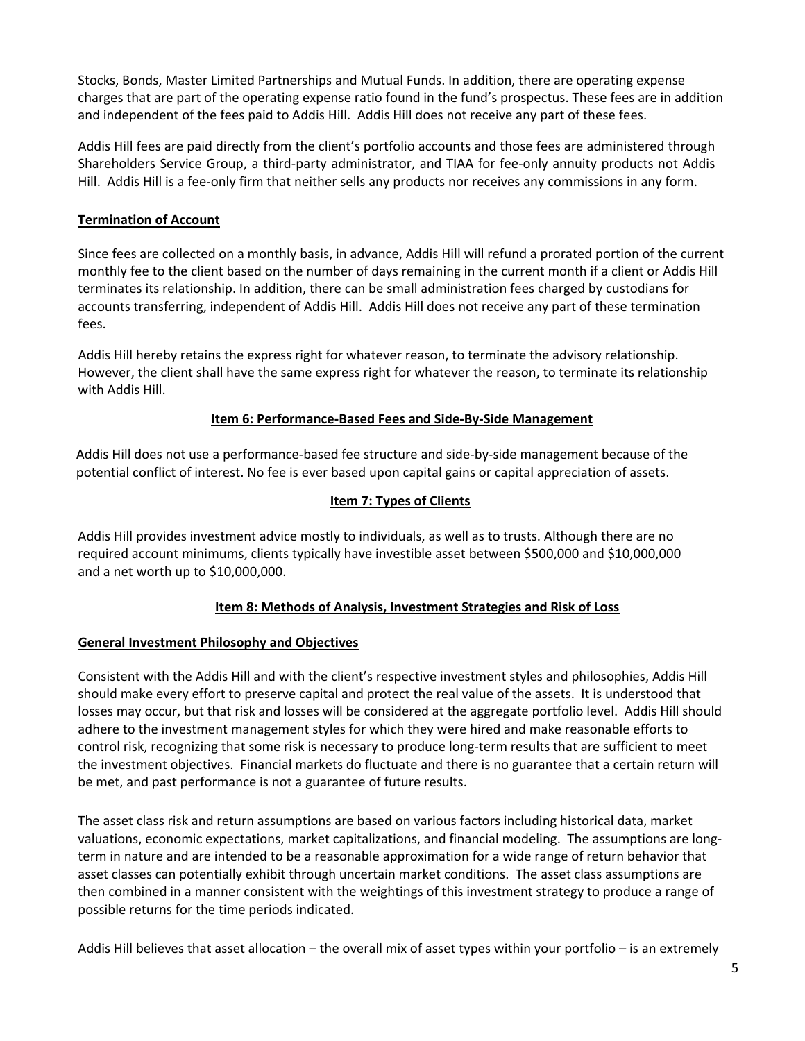Stocks, Bonds, Master Limited Partnerships and Mutual Funds. In addition, there are operating expense charges that are part of the operating expense ratio found in the fund's prospectus. These fees are in addition and independent of the fees paid to Addis Hill. Addis Hill does not receive any part of these fees.

Addis Hill fees are paid directly from the client's portfolio accounts and those fees are administered through Shareholders Service Group, a third-party administrator, and TIAA for fee-only annuity products not Addis Hill. Addis Hill is a fee-only firm that neither sells any products nor receives any commissions in any form.

**Termination of Account**

Since fees are collected on a monthly basis, in advance, Addis Hill will refund a prorated portion of the current monthly fee to the client based on the number of days remaining in the current month if a client or Addis Hill terminates its relationship. In addition, there can be small administration fees charged by custodians for accounts transferring, independent of Addis Hill. Addis Hill does not receive any part of these termination fees.

Addis Hill hereby retains the express right for whatever reason, to terminate the advisory relationship. However, the client shall have the same express right for whatever the reason, to terminate its relationship with Addis Hill.

## Item 6: Performance-Based Fees and Side-By-Side Management

Addis Hill does not use a performance-based fee structure and side-by-side management because of the potential conflict of interest. No fee is ever based upon capital gains or capital appreciation of assets.

## Item 7: Types of Clients

Addis Hill provides investment advice mostly to individuals, as well as to trusts. Although there are no required account minimums, clients typically have investible asset between $500,000 and $10,000,000 and a net worth up to $10,000,000.

## Item 8: Methods of Analysis, Investment Strategies and Risk of Loss

**General Investment Philosophy and Objectives**

Consistent with the Addis Hill and with the client's respective investment styles and philosophies, Addis Hill should make every effort to preserve capital and protect the real value of the assets. It is understood that losses may occur, but that risk and losses will be considered at the aggregate portfolio level. Addis Hill should adhere to the investment management styles for which they were hired and make reasonable efforts to control risk, recognizing that some risk is necessary to produce long-term results that are sufficient to meet the investment objectives. Financial markets do fluctuate and there is no guarantee that a certain return will be met, and past performance is not a guarantee of future results.

The asset class risk and return assumptions are based on various factors including historical data, market valuations, economic expectations, market capitalizations, and financial modeling. The assumptions are long-term in nature and are intended to be a reasonable approximation for a wide range of return behavior that asset classes can potentially exhibit through uncertain market conditions. The asset class assumptions are then combined in a manner consistent with the weightings of this investment strategy to produce a range of possible returns for the time periods indicated.

Addis Hill believes that asset allocation – the overall mix of asset types within your portfolio – is an extremely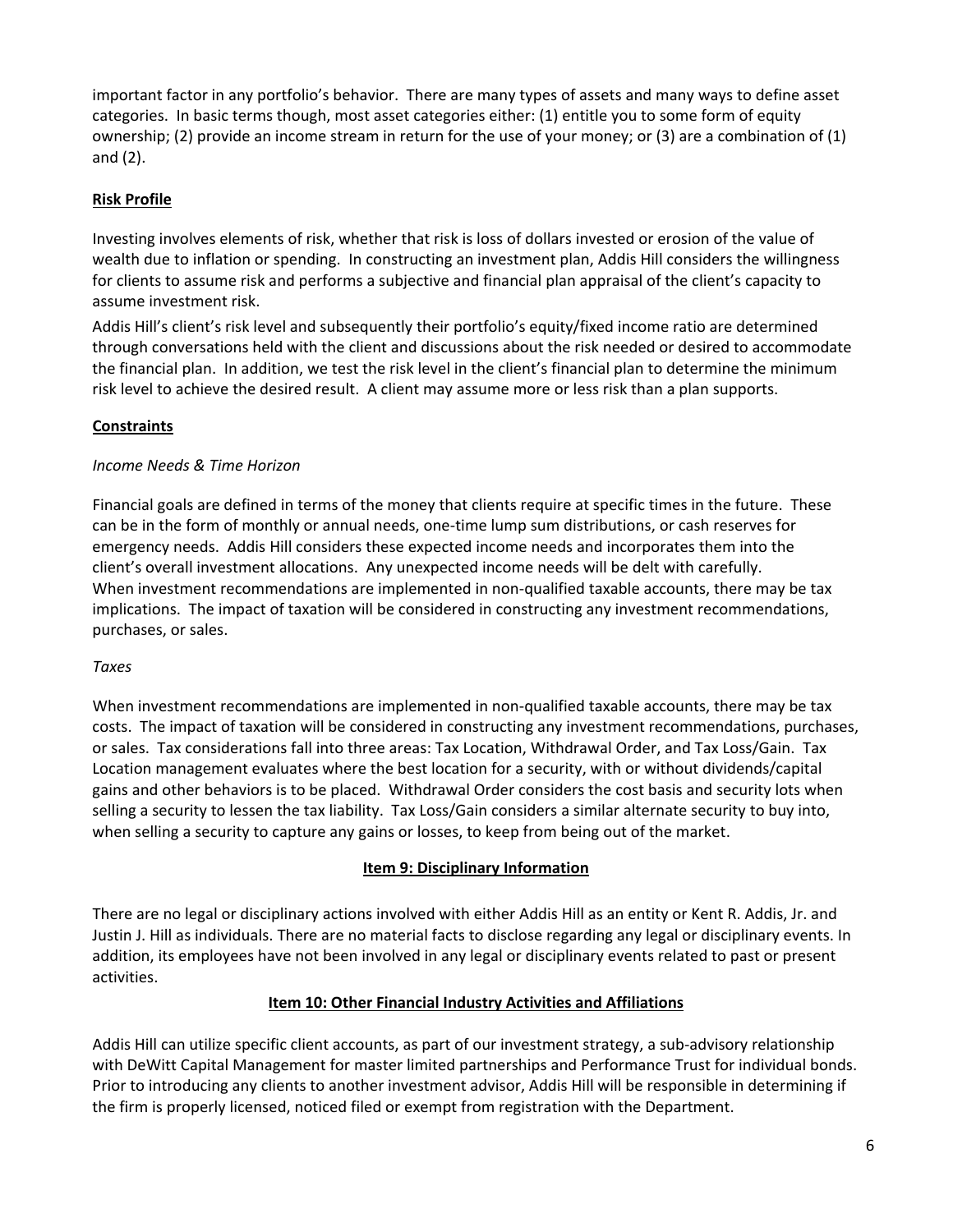important factor in any portfolio's behavior. There are many types of assets and many ways to define asset categories. In basic terms though, most asset categories either: (1) entitle you to some form of equity ownership; (2) provide an income stream in return for the use of your money; or (3) are a combination of (1) and (2).

**Risk Profile**

Investing involves elements of risk, whether that risk is loss of dollars invested or erosion of the value of wealth due to inflation or spending. In constructing an investment plan, Addis Hill considers the willingness for clients to assume risk and performs a subjective and financial plan appraisal of the client's capacity to assume investment risk.

Addis Hill's client's risk level and subsequently their portfolio's equity/fixed income ratio are determined through conversations held with the client and discussions about the risk needed or desired to accommodate the financial plan. In addition, we test the risk level in the client's financial plan to determine the minimum risk level to achieve the desired result. A client may assume more or less risk than a plan supports.

**Constraints**

*Income Needs & Time Horizon*

Financial goals are defined in terms of the money that clients require at specific times in the future. These can be in the form of monthly or annual needs, one-time lump sum distributions, or cash reserves for emergency needs. Addis Hill considers these expected income needs and incorporates them into the client's overall investment allocations. Any unexpected income needs will be delt with carefully.

When investment recommendations are implemented in non-qualified taxable accounts, there may be tax implications. The impact of taxation will be considered in constructing any investment recommendations, purchases, or sales.

*Taxes*

When investment recommendations are implemented in non-qualified taxable accounts, there may be tax costs. The impact of taxation will be considered in constructing any investment recommendations, purchases, or sales. Tax considerations fall into three areas: Tax Location, Withdrawal Order, and Tax Loss/Gain. Tax Location management evaluates where the best location for a security, with or without dividends/capital gains and other behaviors is to be placed. Withdrawal Order considers the cost basis and security lots when selling a security to lessen the tax liability. Tax Loss/Gain considers a similar alternate security to buy into, when selling a security to capture any gains or losses, to keep from being out of the market.

## Item 9: Disciplinary Information

There are no legal or disciplinary actions involved with either Addis Hill as an entity or Kent R. Addis, Jr. and Justin J. Hill as individuals. There are no material facts to disclose regarding any legal or disciplinary events. In addition, its employees have not been involved in any legal or disciplinary events related to past or present activities.

## Item 10: Other Financial Industry Activities and Affiliations

Addis Hill can utilize specific client accounts, as part of our investment strategy, a sub-advisory relationship with DeWitt Capital Management for master limited partnerships and Performance Trust for individual bonds. Prior to introducing any clients to another investment advisor, Addis Hill will be responsible in determining if the firm is properly licensed, noticed filed or exempt from registration with the Department.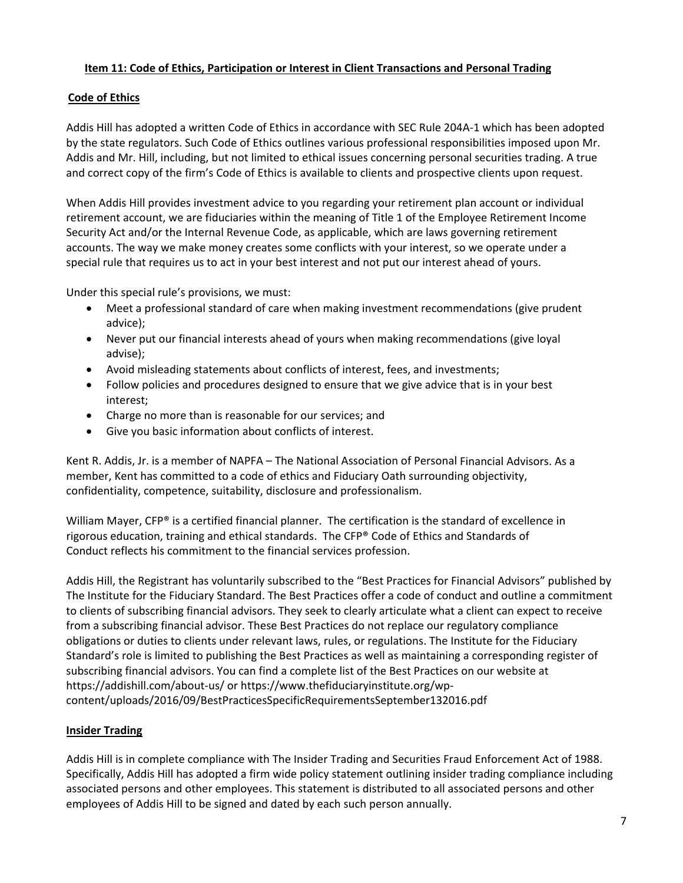## Item 11: Code of Ethics, Participation or Interest in Client Transactions and Personal Trading

### Code of Ethics

Addis Hill has adopted a written Code of Ethics in accordance with SEC Rule 204A-1 which has been adopted by the state regulators. Such Code of Ethics outlines various professional responsibilities imposed upon Mr. Addis and Mr. Hill, including, but not limited to ethical issues concerning personal securities trading. A true and correct copy of the firm's Code of Ethics is available to clients and prospective clients upon request.

When Addis Hill provides investment advice to you regarding your retirement plan account or individual retirement account, we are fiduciaries within the meaning of Title 1 of the Employee Retirement Income Security Act and/or the Internal Revenue Code, as applicable, which are laws governing retirement accounts. The way we make money creates some conflicts with your interest, so we operate under a special rule that requires us to act in your best interest and not put our interest ahead of yours.

Under this special rule's provisions, we must:

- Meet a professional standard of care when making investment recommendations (give prudent advice);
- Never put our financial interests ahead of yours when making recommendations (give loyal advise);
- Avoid misleading statements about conflicts of interest, fees, and investments;
- Follow policies and procedures designed to ensure that we give advice that is in your best interest;
- Charge no more than is reasonable for our services; and
- Give you basic information about conflicts of interest.

Kent R. Addis, Jr. is a member of NAPFA – The National Association of Personal Financial Advisors. As a member, Kent has committed to a code of ethics and Fiduciary Oath surrounding objectivity, confidentiality, competence, suitability, disclosure and professionalism.

William Mayer, CFP® is a certified financial planner. The certification is the standard of excellence in rigorous education, training and ethical standards. The CFP® Code of Ethics and Standards of Conduct reflects his commitment to the financial services profession.

Addis Hill, the Registrant has voluntarily subscribed to the "Best Practices for Financial Advisors" published by The Institute for the Fiduciary Standard. The Best Practices offer a code of conduct and outline a commitment to clients of subscribing financial advisors. They seek to clearly articulate what a client can expect to receive from a subscribing financial advisor. These Best Practices do not replace our regulatory compliance obligations or duties to clients under relevant laws, rules, or regulations. The Institute for the Fiduciary Standard's role is limited to publishing the Best Practices as well as maintaining a corresponding register of subscribing financial advisors. You can find a complete list of the Best Practices on our website at https://addishill.com/about-us/ or https://www.thefiduciaryinstitute.org/wp-content/uploads/2016/09/BestPracticesSpecificRequirementsSeptember132016.pdf

### Insider Trading

Addis Hill is in complete compliance with The Insider Trading and Securities Fraud Enforcement Act of 1988. Specifically, Addis Hill has adopted a firm wide policy statement outlining insider trading compliance including associated persons and other employees. This statement is distributed to all associated persons and other employees of Addis Hill to be signed and dated by each such person annually.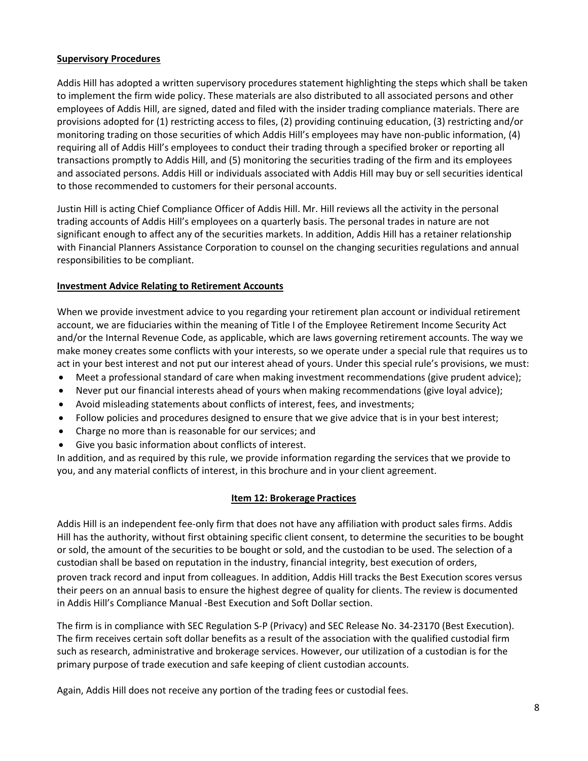**Supervisory Procedures**

Addis Hill has adopted a written supervisory procedures statement highlighting the steps which shall be taken to implement the firm wide policy. These materials are also distributed to all associated persons and other employees of Addis Hill, are signed, dated and filed with the insider trading compliance materials. There are provisions adopted for (1) restricting access to files, (2) providing continuing education, (3) restricting and/or monitoring trading on those securities of which Addis Hill's employees may have non-public information, (4) requiring all of Addis Hill's employees to conduct their trading through a specified broker or reporting all transactions promptly to Addis Hill, and (5) monitoring the securities trading of the firm and its employees and associated persons. Addis Hill or individuals associated with Addis Hill may buy or sell securities identical to those recommended to customers for their personal accounts.

Justin Hill is acting Chief Compliance Officer of Addis Hill. Mr. Hill reviews all the activity in the personal trading accounts of Addis Hill's employees on a quarterly basis. The personal trades in nature are not significant enough to affect any of the securities markets. In addition, Addis Hill has a retainer relationship with Financial Planners Assistance Corporation to counsel on the changing securities regulations and annual responsibilities to be compliant.

**Investment Advice Relating to Retirement Accounts**

When we provide investment advice to you regarding your retirement plan account or individual retirement account, we are fiduciaries within the meaning of Title I of the Employee Retirement Income Security Act and/or the Internal Revenue Code, as applicable, which are laws governing retirement accounts. The way we make money creates some conflicts with your interests, so we operate under a special rule that requires us to act in your best interest and not put our interest ahead of yours. Under this special rule's provisions, we must:

- Meet a professional standard of care when making investment recommendations (give prudent advice);
- Never put our financial interests ahead of yours when making recommendations (give loyal advice);
- Avoid misleading statements about conflicts of interest, fees, and investments;
- Follow policies and procedures designed to ensure that we give advice that is in your best interest;
- Charge no more than is reasonable for our services; and
- Give you basic information about conflicts of interest.

In addition, and as required by this rule, we provide information regarding the services that we provide to you, and any material conflicts of interest, in this brochure and in your client agreement.

## Item 12: Brokerage Practices

Addis Hill is an independent fee-only firm that does not have any affiliation with product sales firms. Addis Hill has the authority, without first obtaining specific client consent, to determine the securities to be bought or sold, the amount of the securities to be bought or sold, and the custodian to be used. The selection of a custodian shall be based on reputation in the industry, financial integrity, best execution of orders, proven track record and input from colleagues. In addition, Addis Hill tracks the Best Execution scores versus their peers on an annual basis to ensure the highest degree of quality for clients. The review is documented in Addis Hill's Compliance Manual -Best Execution and Soft Dollar section.

The firm is in compliance with SEC Regulation S-P (Privacy) and SEC Release No. 34-23170 (Best Execution). The firm receives certain soft dollar benefits as a result of the association with the qualified custodial firm such as research, administrative and brokerage services. However, our utilization of a custodian is for the primary purpose of trade execution and safe keeping of client custodian accounts.

Again, Addis Hill does not receive any portion of the trading fees or custodial fees.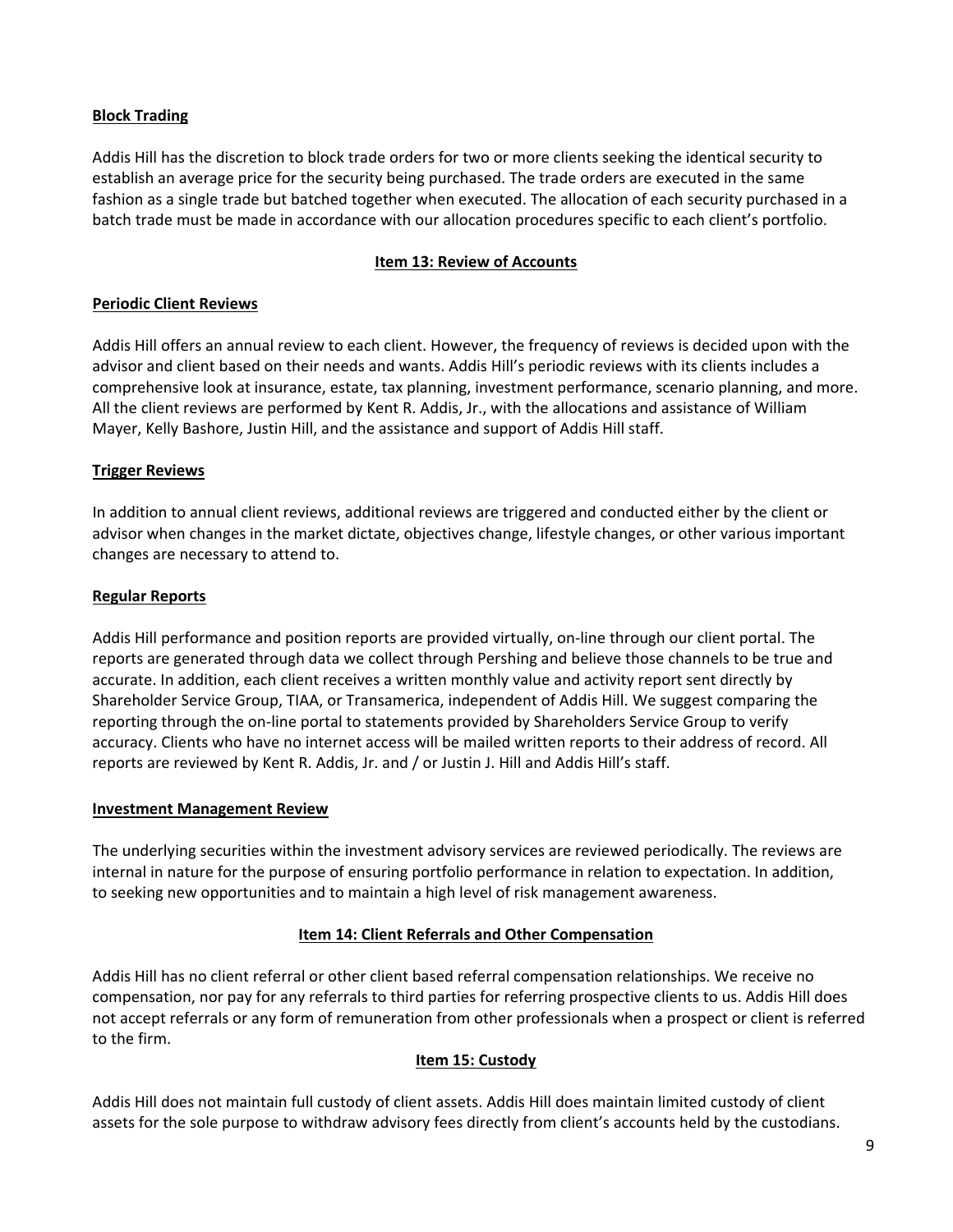**Block Trading**

Addis Hill has the discretion to block trade orders for two or more clients seeking the identical security to establish an average price for the security being purchased. The trade orders are executed in the same fashion as a single trade but batched together when executed. The allocation of each security purchased in a batch trade must be made in accordance with our allocation procedures specific to each client's portfolio.

## Item 13: Review of Accounts

**Periodic Client Reviews**

Addis Hill offers an annual review to each client. However, the frequency of reviews is decided upon with the advisor and client based on their needs and wants. Addis Hill's periodic reviews with its clients includes a comprehensive look at insurance, estate, tax planning, investment performance, scenario planning, and more. All the client reviews are performed by Kent R. Addis, Jr., with the allocations and assistance of William Mayer, Kelly Bashore, Justin Hill, and the assistance and support of Addis Hill staff.

**Trigger Reviews**

In addition to annual client reviews, additional reviews are triggered and conducted either by the client or advisor when changes in the market dictate, objectives change, lifestyle changes, or other various important changes are necessary to attend to.

**Regular Reports**

Addis Hill performance and position reports are provided virtually, on-line through our client portal. The reports are generated through data we collect through Pershing and believe those channels to be true and accurate. In addition, each client receives a written monthly value and activity report sent directly by Shareholder Service Group, TIAA, or Transamerica, independent of Addis Hill. We suggest comparing the reporting through the on-line portal to statements provided by Shareholders Service Group to verify accuracy. Clients who have no internet access will be mailed written reports to their address of record. All reports are reviewed by Kent R. Addis, Jr. and / or Justin J. Hill and Addis Hill's staff.

**Investment Management Review**

The underlying securities within the investment advisory services are reviewed periodically. The reviews are internal in nature for the purpose of ensuring portfolio performance in relation to expectation. In addition, to seeking new opportunities and to maintain a high level of risk management awareness.

## Item 14: Client Referrals and Other Compensation

Addis Hill has no client referral or other client based referral compensation relationships. We receive no compensation, nor pay for any referrals to third parties for referring prospective clients to us. Addis Hill does not accept referrals or any form of remuneration from other professionals when a prospect or client is referred to the firm.

## Item 15: Custody

Addis Hill does not maintain full custody of client assets. Addis Hill does maintain limited custody of client assets for the sole purpose to withdraw advisory fees directly from client's accounts held by the custodians.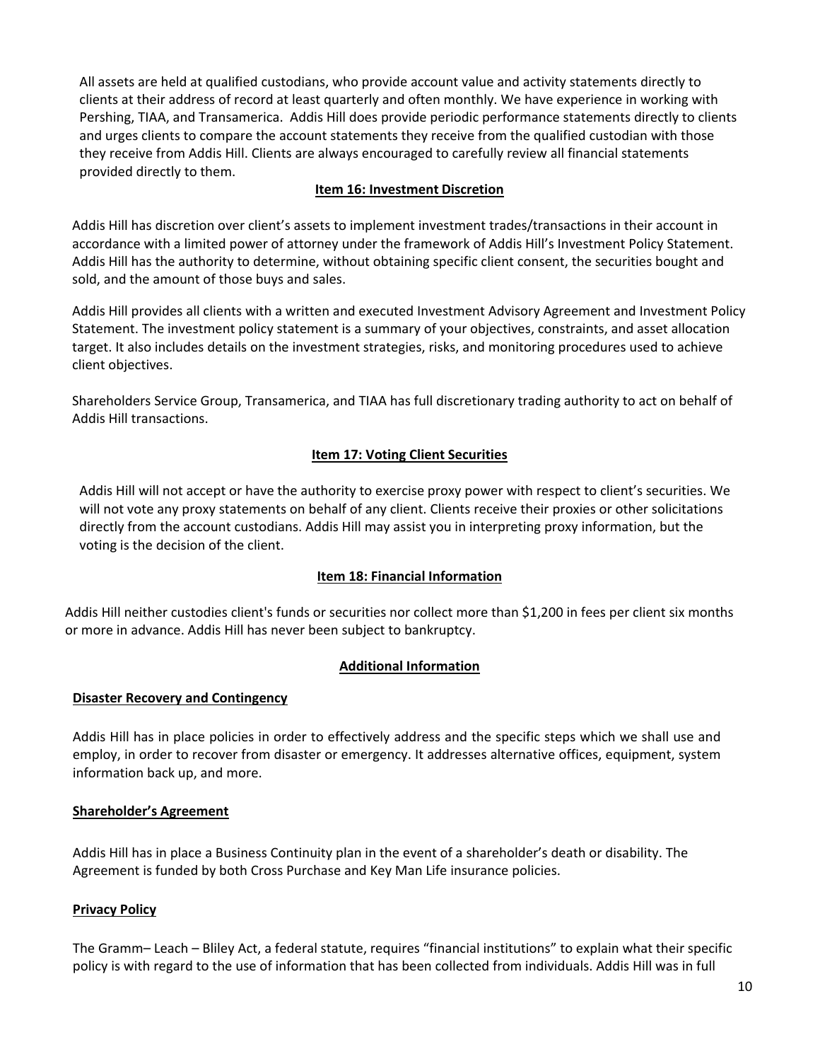All assets are held at qualified custodians, who provide account value and activity statements directly to clients at their address of record at least quarterly and often monthly. We have experience in working with Pershing, TIAA, and Transamerica. Addis Hill does provide periodic performance statements directly to clients and urges clients to compare the account statements they receive from the qualified custodian with those they receive from Addis Hill. Clients are always encouraged to carefully review all financial statements provided directly to them.

## Item 16: Investment Discretion

Addis Hill has discretion over client's assets to implement investment trades/transactions in their account in accordance with a limited power of attorney under the framework of Addis Hill's Investment Policy Statement. Addis Hill has the authority to determine, without obtaining specific client consent, the securities bought and sold, and the amount of those buys and sales.

Addis Hill provides all clients with a written and executed Investment Advisory Agreement and Investment Policy Statement. The investment policy statement is a summary of your objectives, constraints, and asset allocation target. It also includes details on the investment strategies, risks, and monitoring procedures used to achieve client objectives.

Shareholders Service Group, Transamerica, and TIAA has full discretionary trading authority to act on behalf of Addis Hill transactions.

## Item 17: Voting Client Securities

Addis Hill will not accept or have the authority to exercise proxy power with respect to client's securities. We will not vote any proxy statements on behalf of any client. Clients receive their proxies or other solicitations directly from the account custodians. Addis Hill may assist you in interpreting proxy information, but the voting is the decision of the client.

## Item 18: Financial Information

Addis Hill neither custodies client's funds or securities nor collect more than $1,200 in fees per client six months or more in advance. Addis Hill has never been subject to bankruptcy.

## Additional Information

### Disaster Recovery and Contingency

Addis Hill has in place policies in order to effectively address and the specific steps which we shall use and employ, in order to recover from disaster or emergency. It addresses alternative offices, equipment, system information back up, and more.

### Shareholder's Agreement

Addis Hill has in place a Business Continuity plan in the event of a shareholder's death or disability. The Agreement is funded by both Cross Purchase and Key Man Life insurance policies.

### Privacy Policy

The Gramm– Leach – Bliley Act, a federal statute, requires "financial institutions" to explain what their specific policy is with regard to the use of information that has been collected from individuals. Addis Hill was in full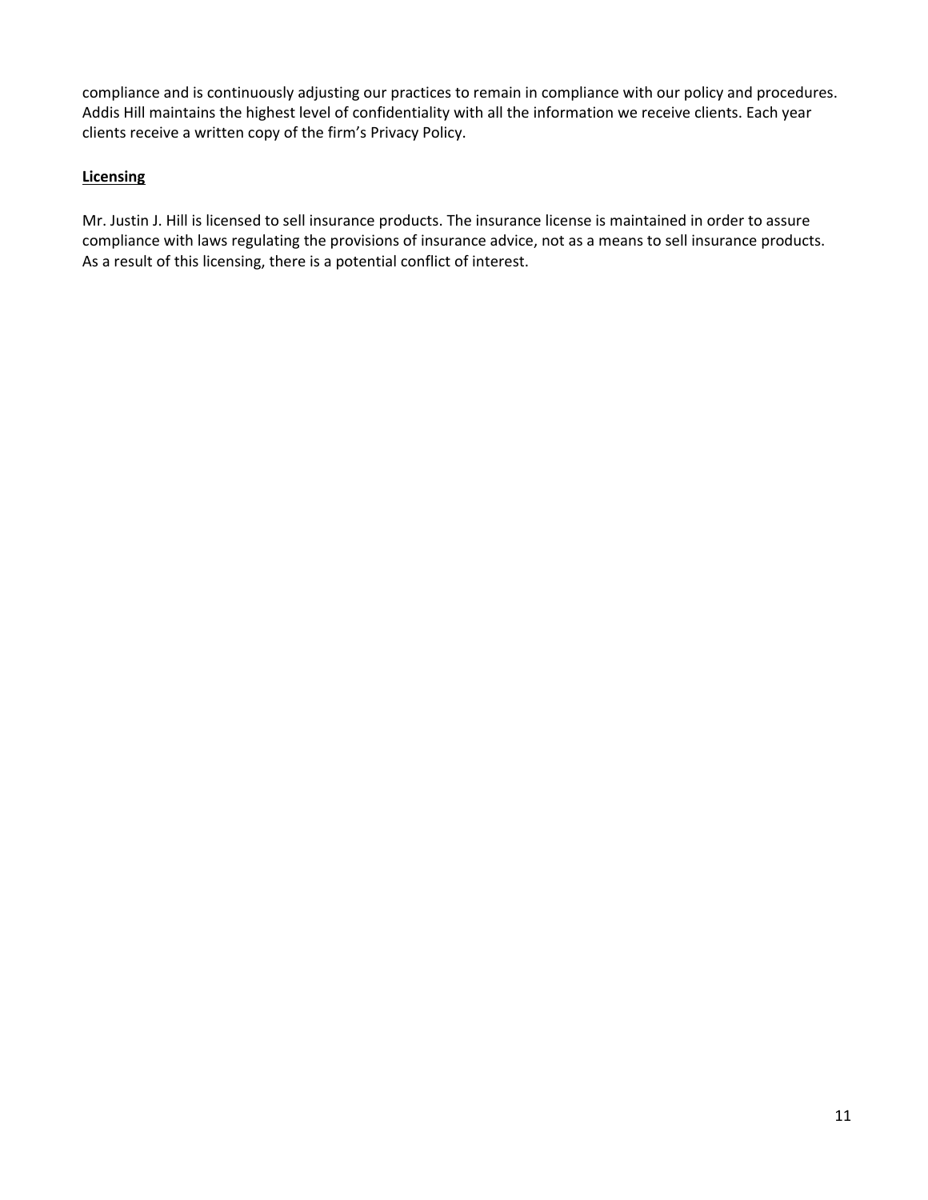compliance and is continuously adjusting our practices to remain in compliance with our policy and procedures. Addis Hill maintains the highest level of confidentiality with all the information we receive clients. Each year clients receive a written copy of the firm's Privacy Policy.

**Licensing**

Mr. Justin J. Hill is licensed to sell insurance products. The insurance license is maintained in order to assure compliance with laws regulating the provisions of insurance advice, not as a means to sell insurance products. As a result of this licensing, there is a potential conflict of interest.